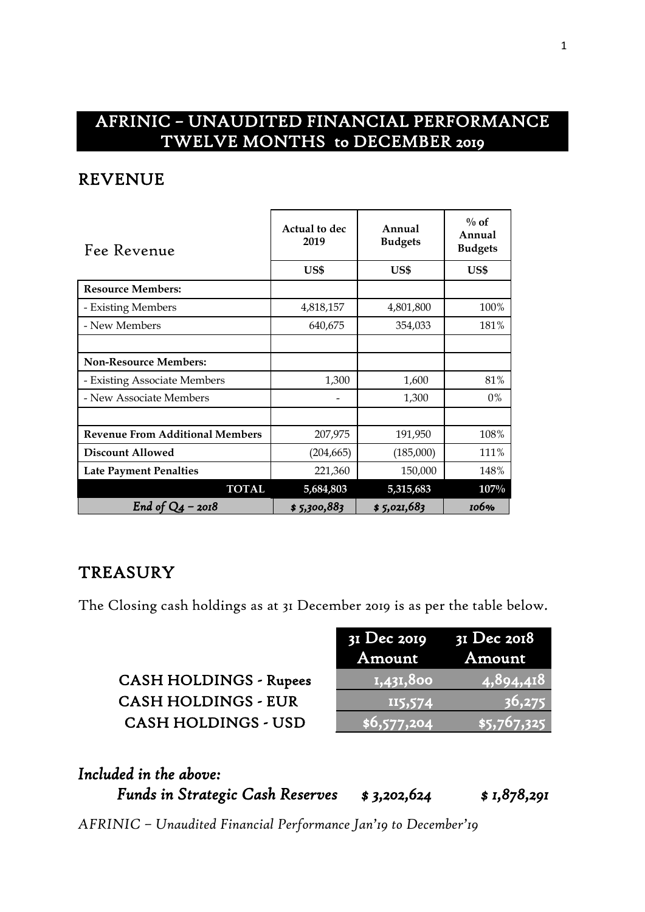# AFRINIC – UNAUDITED FINANCIAL PERFORMANCE TWELVE MONTHS to DECEMBER 2019

## REVENUE

| Fee Revenue | Actual to dec 2019 | Annual Budgets | % of Annual Budgets |
|---|---|---|---|
| | US$ | US$ | US$ |
| **Resource Members:** | | | |
| - Existing Members | 4,818,157 | 4,801,800 | 100% |
| - New Members | 640,675 | 354,033 | 181% |
| | | | |
| **Non-Resource Members:** | | | |
| - Existing Associate Members | 1,300 | 1,600 | 81% |
| - New Associate Members | - | 1,300 | 0% |
| | | | |
| **Revenue From Additional Members** | 207,975 | 191,950 | 108% |
| **Discount Allowed** | (204,665) | (185,000) | 111% |
| **Late Payment Penalties** | 221,360 | 150,000 | 148% |
| **TOTAL** | **5,684,803** | **5,315,683** | **107%** |
| *End of Q4 – 2018* | *$ 5,300,883* | *$ 5,021,683* | *106%* |

## TREASURY

The Closing cash holdings as at 31 December 2019 is as per the table below.

| | 31 Dec 2019 Amount | 31 Dec 2018 Amount |
|---|---|---|
| CASH HOLDINGS - Rupees | 1,431,800 | 4,894,418 |
| CASH HOLDINGS - EUR | 115,574 | 36,275 |
| CASH HOLDINGS - USD | $6,577,204 | $5,767,325 |

***Included in the above:***

***Funds in Strategic Cash Reserves*** *$ 3,202,624* *$ 1,878,291*

*AFRINIC – Unaudited Financial Performance Jan'19 to December'19*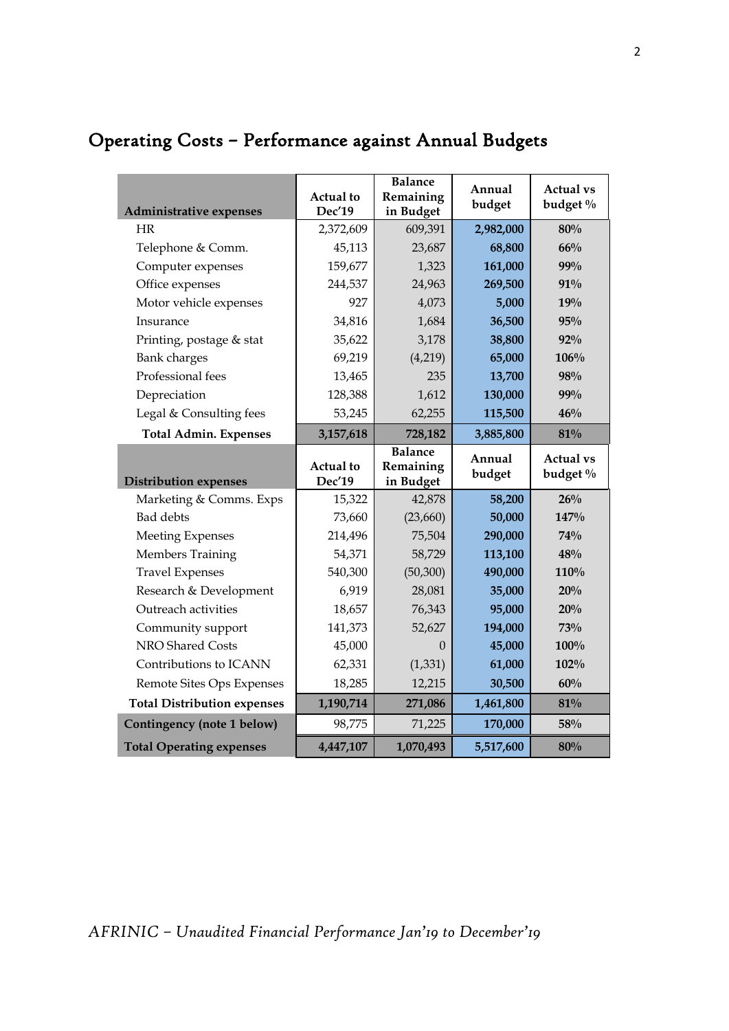# Operating Costs – Performance against Annual Budgets

| Administrative expenses | Actual to Dec'19 | Balance Remaining in Budget | Annual budget | Actual vs budget % |
|---|---|---|---|---|
| HR | 2,372,609 | 609,391 | **2,982,000** | **80%** |
| Telephone & Comm. | 45,113 | 23,687 | **68,800** | **66%** |
| Computer expenses | 159,677 | 1,323 | **161,000** | **99%** |
| Office expenses | 244,537 | 24,963 | **269,500** | **91%** |
| Motor vehicle expenses | 927 | 4,073 | **5,000** | **19%** |
| Insurance | 34,816 | 1,684 | **36,500** | **95%** |
| Printing, postage & stat | 35,622 | 3,178 | **38,800** | **92%** |
| Bank charges | 69,219 | (4,219) | **65,000** | **106%** |
| Professional fees | 13,465 | 235 | **13,700** | **98%** |
| Depreciation | 128,388 | 1,612 | **130,000** | **99%** |
| Legal & Consulting fees | 53,245 | 62,255 | **115,500** | **46%** |
| **Total Admin. Expenses** | **3,157,618** | **728,182** | **3,885,800** | **81%** |
| **Distribution expenses** | **Actual to Dec'19** | **Balance Remaining in Budget** | **Annual budget** | **Actual vs budget %** |
| Marketing & Comms. Exps | 15,322 | 42,878 | **58,200** | **26%** |
| Bad debts | 73,660 | (23,660) | **50,000** | **147%** |
| Meeting Expenses | 214,496 | 75,504 | **290,000** | **74%** |
| Members Training | 54,371 | 58,729 | **113,100** | **48%** |
| Travel Expenses | 540,300 | (50,300) | **490,000** | **110%** |
| Research & Development | 6,919 | 28,081 | **35,000** | **20%** |
| Outreach activities | 18,657 | 76,343 | **95,000** | **20%** |
| Community support | 141,373 | 52,627 | **194,000** | **73%** |
| NRO Shared Costs | 45,000 | 0 | **45,000** | **100%** |
| Contributions to ICANN | 62,331 | (1,331) | **61,000** | **102%** |
| Remote Sites Ops Expenses | 18,285 | 12,215 | **30,500** | **60%** |
| **Total Distribution expenses** | **1,190,714** | **271,086** | **1,461,800** | **81%** |
| **Contingency (note 1 below)** | 98,775 | 71,225 | **170,000** | **58%** |
| **Total Operating expenses** | **4,447,107** | **1,070,493** | **5,517,600** | **80%** |

*AFRINIC – Unaudited Financial Performance Jan'19 to December'19*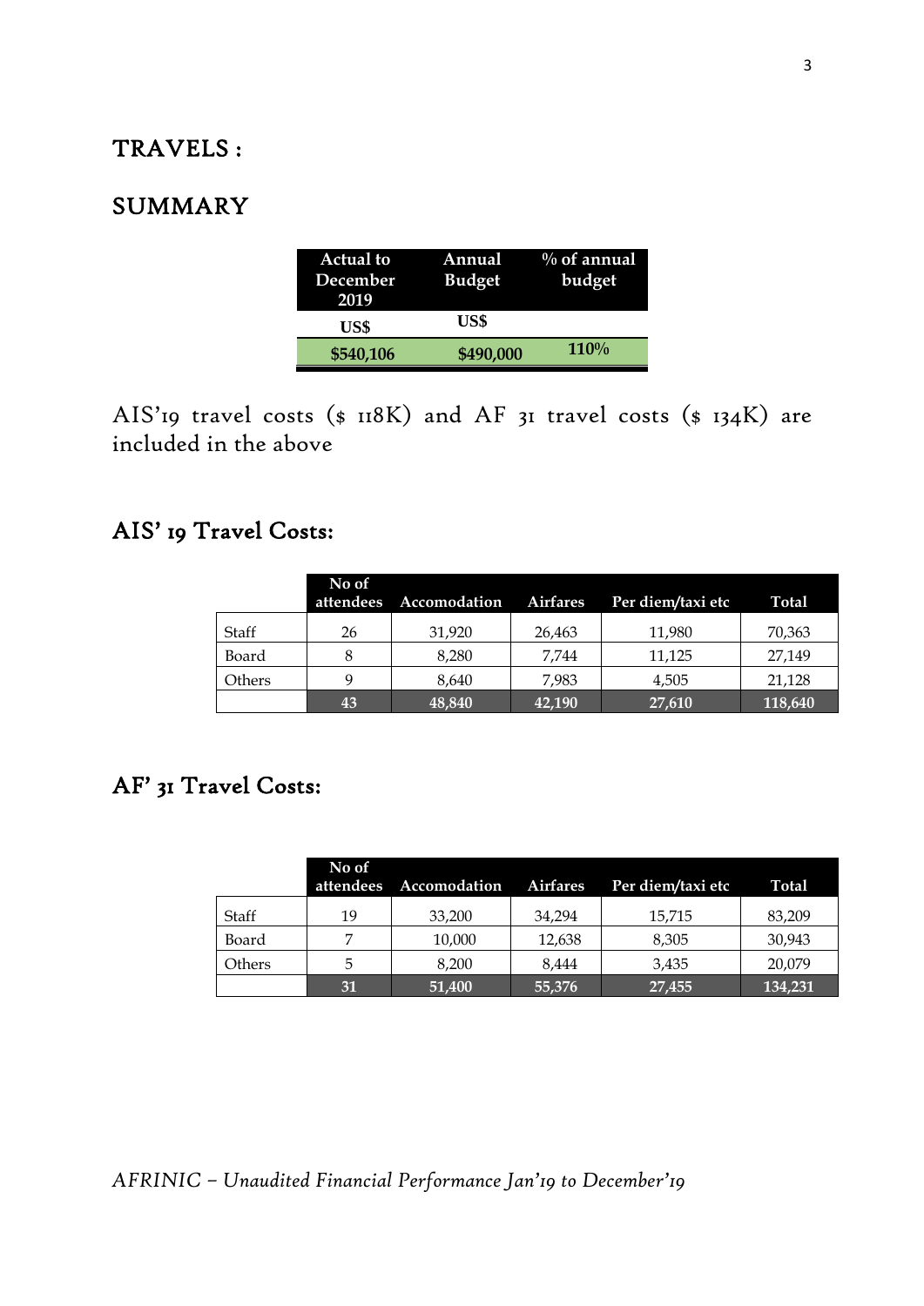# TRAVELS :

## SUMMARY

| Actual to December 2019 | Annual Budget | % of annual budget |
|---|---|---|
| US$ | US$ | |
| $540,106 | $490,000 | 110% |

AIS'19 travel costs ($ 118K) and AF 31 travel costs ($ 134K) are included in the above

## AIS' 19 Travel Costs:

| | No of attendees | Accomodation | Airfares | Per diem/taxi etc | Total |
|---|---|---|---|---|---|
| Staff | 26 | 31,920 | 26,463 | 11,980 | 70,363 |
| Board | 8 | 8,280 | 7,744 | 11,125 | 27,149 |
| Others | 9 | 8,640 | 7,983 | 4,505 | 21,128 |
| | 43 | 48,840 | 42,190 | 27,610 | 118,640 |

## AF' 31 Travel Costs:

| | No of attendees | Accomodation | Airfares | Per diem/taxi etc | Total |
|---|---|---|---|---|---|
| Staff | 19 | 33,200 | 34,294 | 15,715 | 83,209 |
| Board | 7 | 10,000 | 12,638 | 8,305 | 30,943 |
| Others | 5 | 8,200 | 8,444 | 3,435 | 20,079 |
| | 31 | 51,400 | 55,376 | 27,455 | 134,231 |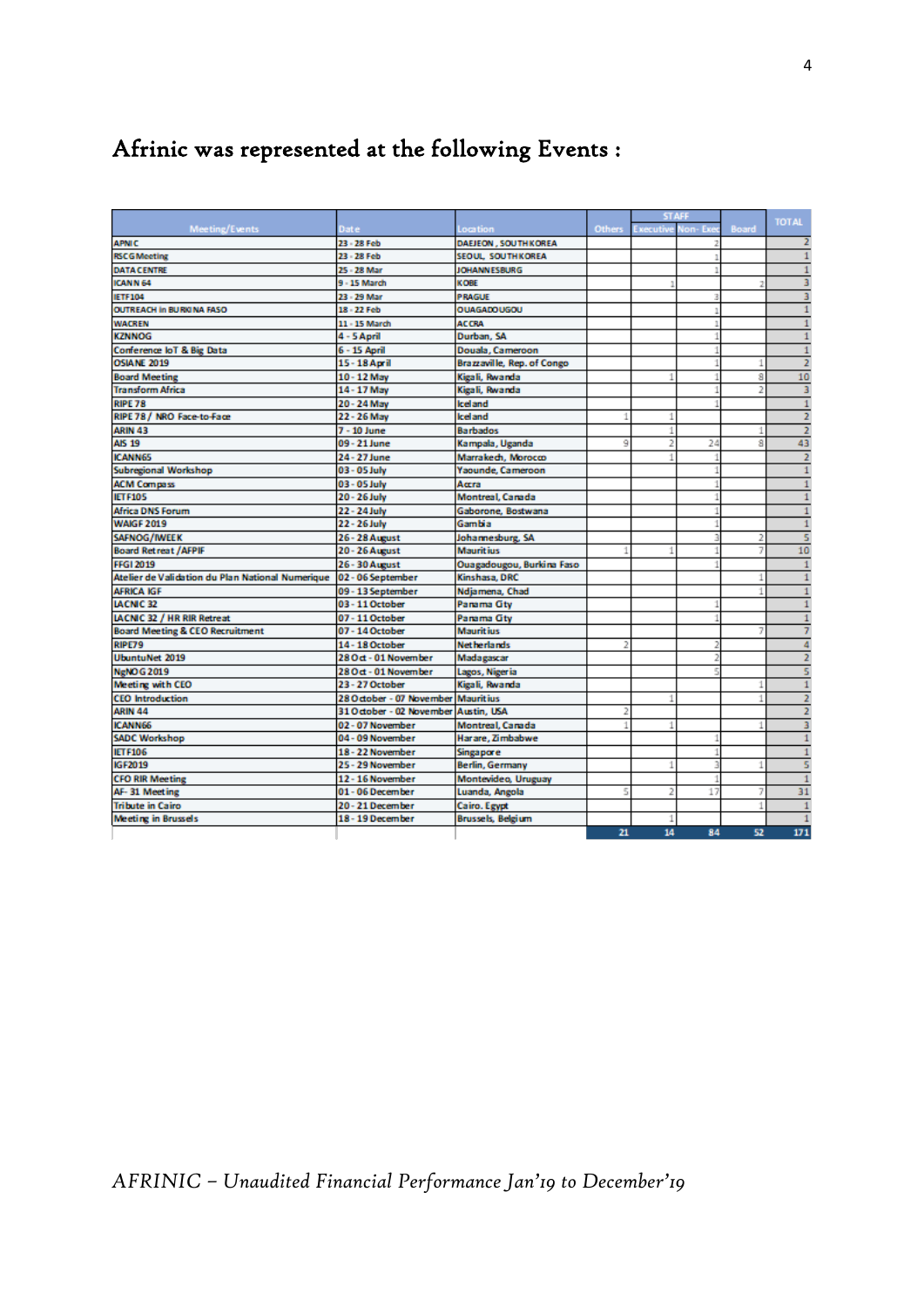# Afrinic was represented at the following Events :

| Meeting/Events | Date | Location | Others | STAFF Executive | Non- Exec | Board | TOTAL |
|---|---|---|---|---|---|---|---|
| APNIC | 23 - 28 Feb | DAEJEON , SOUTH KOREA | | | 2 | | 2 |
| RSCG Meeting | 23 - 28 Feb | SEOUL, SOUTH KOREA | | | 1 | | 1 |
| DATA CENTRE | 25 - 28 Mar | JOHANNESBURG | | | 1 | | 1 |
| ICANN 64 | 9 - 15 March | KOBE | | 1 | | 2 | 3 |
| IETF104 | 23 - 29 Mar | PRAGUE | | | 3 | | 3 |
| OUTREACH in BURKINA FASO | 18 - 22 Feb | OUAGADOUGOU | | | 1 | | 1 |
| WACREN | 11 - 15 March | ACCRA | | | 1 | | 1 |
| KZNNOG | 4 - 5 April | Durban, SA | | | 1 | | 1 |
| Conference IoT & Big Data | 6 - 15 April | Douala, Cameroon | | | 1 | | 1 |
| OSIANE 2019 | 15 - 18 April | Brazzaville, Rep. of Congo | | | 1 | 1 | 2 |
| Board Meeting | 10 - 12 May | Kigali, Rwanda | | 1 | 1 | 8 | 10 |
| Transform Africa | 14 - 17 May | Kigali, Rwanda | | | 1 | 2 | 3 |
| RIPE 78 | 20 - 24 May | Iceland | | | 1 | | 1 |
| RIPE 78 / NRO Face-to-Face | 22 - 26 May | Iceland | 1 | 1 | | | 2 |
| ARIN 43 | 7 - 10 June | Barbados | | 1 | | 1 | 2 |
| AIS 19 | 09 - 21 June | Kampala, Uganda | 9 | 2 | 24 | 8 | 43 |
| ICANN65 | 24 - 27 June | Marrakech, Morocco | | 1 | 1 | | 2 |
| Subregional Workshop | 03 - 05 July | Yaounde, Cameroon | | | 1 | | 1 |
| ACM Compass | 03 - 05 July | Accra | | | 1 | | 1 |
| IETF105 | 20 - 26 July | Montreal, Canada | | | 1 | | 1 |
| Africa DNS Forum | 22 - 24 July | Gaborone, Bostwana | | | 1 | | 1 |
| WAIGF 2019 | 22 - 26 July | Gambia | | | 1 | | 1 |
| SAFNOG/IWEEK | 26 - 28 August | Johannesburg, SA | | | 3 | 2 | 5 |
| Board Retreat /AFPIF | 20 - 26 August | Mauritius | 1 | 1 | 1 | 7 | 10 |
| FFGI 2019 | 26 - 30 August | Ouagadougou, Burkina Faso | | | 1 | | 1 |
| Atelier de Validation du Plan National Numerique | 02 - 06 September | Kinshasa, DRC | | | | 1 | 1 |
| AFRICA IGF | 09 - 13 September | Ndjamena, Chad | | | | 1 | 1 |
| LACNIC 32 | 03 - 11 October | Panama City | | | 1 | | 1 |
| LACNIC 32 / HR RIR Retreat | 07 - 11 October | Panama City | | | 1 | | 1 |
| Board Meeting & CEO Recruitment | 07 - 14 October | Mauritius | | | | 7 | 7 |
| RIPE79 | 14 - 18 October | Netherlands | 2 | | 2 | | 4 |
| UbuntuNet 2019 | 28 Oct - 01 November | Madagascar | | | 2 | | 2 |
| NgNOG 2019 | 28 Oct - 01 November | Lagos, Nigeria | | | 5 | | 5 |
| Meeting with CEO | 23 - 27 October | Kigali, Rwanda | | | | 1 | 1 |
| CEO Introduction | 28 October - 07 November | Mauritius | | 1 | | 1 | 2 |
| ARIN 44 | 31 October - 02 November | Austin, USA | 2 | | | | 2 |
| ICANN66 | 02 - 07 November | Montreal, Canada | 1 | 1 | | 1 | 3 |
| SADC Workshop | 04 - 09 November | Harare, Zimbabwe | | | 1 | | 1 |
| IETF106 | 18 - 22 November | Singapore | | | 1 | | 1 |
| IGF2019 | 25 - 29 November | Berlin, Germany | | 1 | 3 | 1 | 5 |
| CFO RIR Meeting | 12 - 16 November | Montevideo, Uruguay | | | 1 | | 1 |
| AF- 31 Meeting | 01 - 06 December | Luanda, Angola | 5 | 2 | 17 | 7 | 31 |
| Tribute in Cairo | 20 - 21 December | Cairo. Egypt | | | | 1 | 1 |
| Meeting in Brussels | 18 - 19 December | Brussels, Belgium | | 1 | | | 1 |
| | | | 21 | 14 | 84 | 52 | 171 |

*AFRINIC – Unaudited Financial Performance Jan'19 to December'19*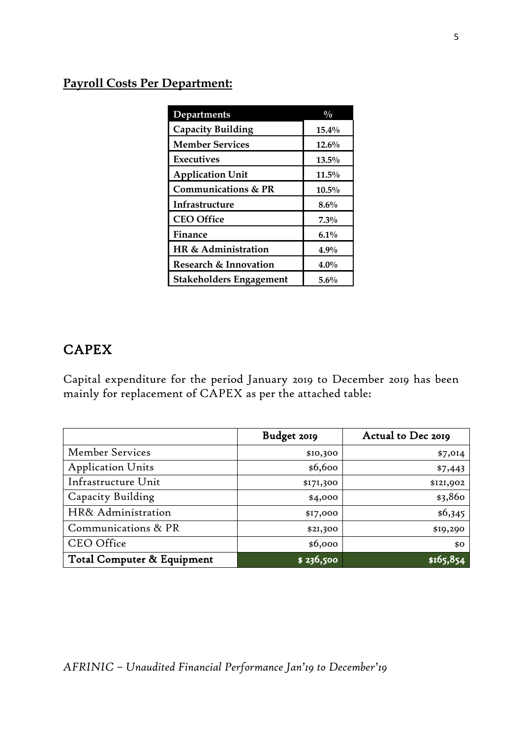## Payroll Costs Per Department:

| Departments | % |
|---|---|
| Capacity Building | 15.4% |
| Member Services | 12.6% |
| Executives | 13.5% |
| Application Unit | 11.5% |
| Communications & PR | 10.5% |
| Infrastructure | 8.6% |
| CEO Office | 7.3% |
| Finance | 6.1% |
| HR & Administration | 4.9% |
| Research & Innovation | 4.0% |
| Stakeholders Engagement | 5.6% |

# CAPEX

Capital expenditure for the period January 2019 to December 2019 has been mainly for replacement of CAPEX as per the attached table:

| | Budget 2019 | Actual to Dec 2019 |
|---|---|---|
| Member Services | $10,300 | $7,014 |
| Application Units | $6,600 | $7,443 |
| Infrastructure Unit | $171,300 | $121,902 |
| Capacity Building | $4,000 | $3,860 |
| HR& Administration | $17,000 | $6,345 |
| Communications & PR | $21,300 | $19,290 |
| CEO Office | $6,000 | $0 |
| **Total Computer & Equipment** | **$ 236,500** | **$165,854** |